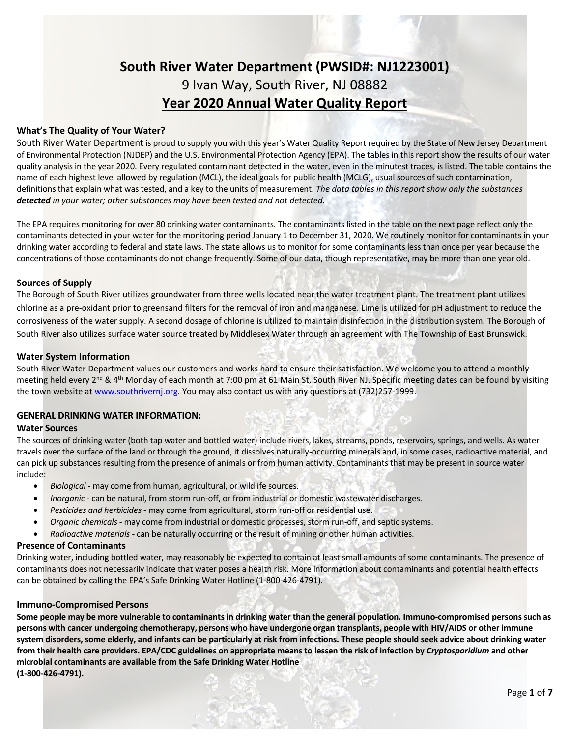# South River Water Department (PWSID#: NJ1223001)

9 Ivan Way, South River, NJ 08882

## Year 2020 Annual Water Quality Report

### What's The Quality of Your Water?

South River Water Department is proud to supply you with this year's Water Quality Report required by the State of New Jersey Department of Environmental Protection (NJDEP) and the U.S. Environmental Protection Agency (EPA). The tables in this report show the results of our water quality analysis in the year 2020. Every regulated contaminant detected in the water, even in the minutest traces, is listed. The table contains the name of each highest level allowed by regulation (MCL), the ideal goals for public health (MCLG), usual sources of such contamination, definitions that explain what was tested, and a key to the units of measurement. *The data tables in this report show only the substances **detected** in your water; other substances may have been tested and not detected.*

The EPA requires monitoring for over 80 drinking water contaminants. The contaminants listed in the table on the next page reflect only the contaminants detected in your water for the monitoring period January 1 to December 31, 2020. We routinely monitor for contaminants in your drinking water according to federal and state laws. The state allows us to monitor for some contaminants less than once per year because the concentrations of those contaminants do not change frequently. Some of our data, though representative, may be more than one year old.

### Sources of Supply

The Borough of South River utilizes groundwater from three wells located near the water treatment plant. The treatment plant utilizes chlorine as a pre-oxidant prior to greensand filters for the removal of iron and manganese. Lime is utilized for pH adjustment to reduce the corrosiveness of the water supply. A second dosage of chlorine is utilized to maintain disinfection in the distribution system. The Borough of South River also utilizes surface water source treated by Middlesex Water through an agreement with The Township of East Brunswick.

### Water System Information

South River Water Department values our customers and works hard to ensure their satisfaction. We welcome you to attend a monthly meeting held every 2nd & 4th Monday of each month at 7:00 pm at 61 Main St, South River NJ. Specific meeting dates can be found by visiting the town website at www.southrivernj.org. You may also contact us with any questions at (732)257-1999.

### GENERAL DRINKING WATER INFORMATION:

### Water Sources

The sources of drinking water (both tap water and bottled water) include rivers, lakes, streams, ponds, reservoirs, springs, and wells. As water travels over the surface of the land or through the ground, it dissolves naturally-occurring minerals and, in some cases, radioactive material, and can pick up substances resulting from the presence of animals or from human activity. Contaminants that may be present in source water include:

- *Biological* - may come from human, agricultural, or wildlife sources.
- *Inorganic* - can be natural, from storm run-off, or from industrial or domestic wastewater discharges.
- *Pesticides and herbicides* - may come from agricultural, storm run-off or residential use.
- *Organic chemicals* - may come from industrial or domestic processes, storm run-off, and septic systems.
- *Radioactive materials* - can be naturally occurring or the result of mining or other human activities.

### Presence of Contaminants

Drinking water, including bottled water, may reasonably be expected to contain at least small amounts of some contaminants. The presence of contaminants does not necessarily indicate that water poses a health risk. More information about contaminants and potential health effects can be obtained by calling the EPA's Safe Drinking Water Hotline (1-800-426-4791).

### Immuno-Compromised Persons

**Some people may be more vulnerable to contaminants in drinking water than the general population. Immuno-compromised persons such as persons with cancer undergoing chemotherapy, persons who have undergone organ transplants, people with HIV/AIDS or other immune system disorders, some elderly, and infants can be particularly at risk from infections. These people should seek advice about drinking water from their health care providers. EPA/CDC guidelines on appropriate means to lessen the risk of infection by *Cryptosporidium* and other microbial contaminants are available from the Safe Drinking Water Hotline (1-800-426-4791).**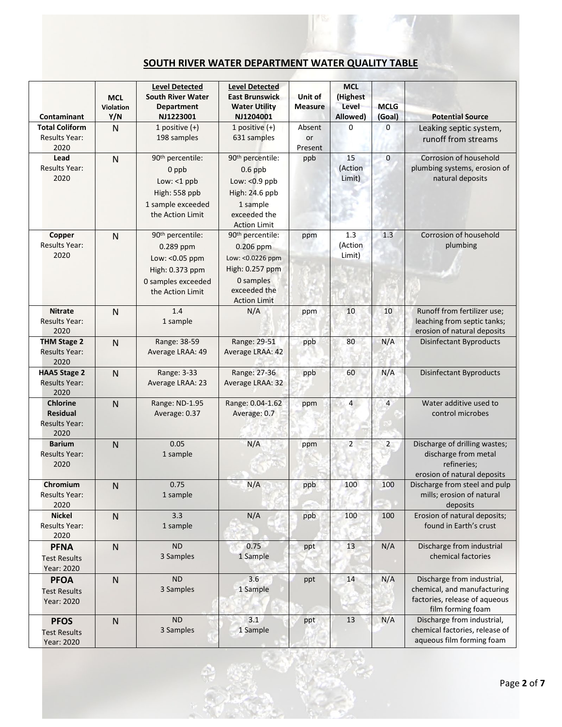## SOUTH RIVER WATER DEPARTMENT WATER QUALITY TABLE

| Contaminant | MCL Violation Y/N | Level Detected South River Water Department NJ1223001 | Level Detected East Brunswick Water Utility NJ1204001 | Unit of Measure | MCL (Highest Level Allowed) | MCLG (Goal) | Potential Source |
|---|---|---|---|---|---|---|---|
| **Total Coliform** Results Year: 2020 | N | 1 positive (+) 198 samples | 1 positive (+) 631 samples | Absent or Present | 0 | 0 | Leaking septic system, runoff from streams |
| **Lead** Results Year: 2020 | N | 90th percentile: 0 ppb Low: <1 ppb High: 558 ppb 1 sample exceeded the Action Limit | 90th percentile: 0.6 ppb Low: <0.9 ppb High: 24.6 ppb 1 sample exceeded the Action Limit | ppb | 15 (Action Limit) | 0 | Corrosion of household plumbing systems, erosion of natural deposits |
| **Copper** Results Year: 2020 | N | 90th percentile: 0.289 ppm Low: <0.05 ppm High: 0.373 ppm 0 samples exceeded the Action Limit | 90th percentile: 0.206 ppm Low: <0.0226 ppm High: 0.257 ppm 0 samples exceeded the Action Limit | ppm | 1.3 (Action Limit) | 1.3 | Corrosion of household plumbing |
| **Nitrate** Results Year: 2020 | N | 1.4 1 sample | N/A | ppm | 10 | 10 | Runoff from fertilizer use; leaching from septic tanks; erosion of natural deposits |
| **THM Stage 2** Results Year: 2020 | N | Range: 38-59 Average LRAA: 49 | Range: 29-51 Average LRAA: 42 | ppb | 80 | N/A | Disinfectant Byproducts |
| **HAA5 Stage 2** Results Year: 2020 | N | Range: 3-33 Average LRAA: 23 | Range: 27-36 Average LRAA: 32 | ppb | 60 | N/A | Disinfectant Byproducts |
| **Chlorine Residual** Results Year: 2020 | N | Range: ND-1.95 Average: 0.37 | Range: 0.04-1.62 Average: 0.7 | ppm | 4 | 4 | Water additive used to control microbes |
| **Barium** Results Year: 2020 | N | 0.05 1 sample | N/A | ppm | 2 | 2 | Discharge of drilling wastes; discharge from metal refineries; erosion of natural deposits |
| **Chromium** Results Year: 2020 | N | 0.75 1 sample | N/A | ppb | 100 | 100 | Discharge from steel and pulp mills; erosion of natural deposits |
| **Nickel** Results Year: 2020 | N | 3.3 1 sample | N/A | ppb | 100 | 100 | Erosion of natural deposits; found in Earth's crust |
| **PFNA** Test Results Year: 2020 | N | ND 3 Samples | 0.75 1 Sample | ppt | 13 | N/A | Discharge from industrial chemical factories |
| **PFOA** Test Results Year: 2020 | N | ND 3 Samples | 3.6 1 Sample | ppt | 14 | N/A | Discharge from industrial, chemical, and manufacturing factories, release of aqueous film forming foam |
| **PFOS** Test Results Year: 2020 | N | ND 3 Samples | 3.1 1 Sample | ppt | 13 | N/A | Discharge from industrial, chemical factories, release of aqueous film forming foam |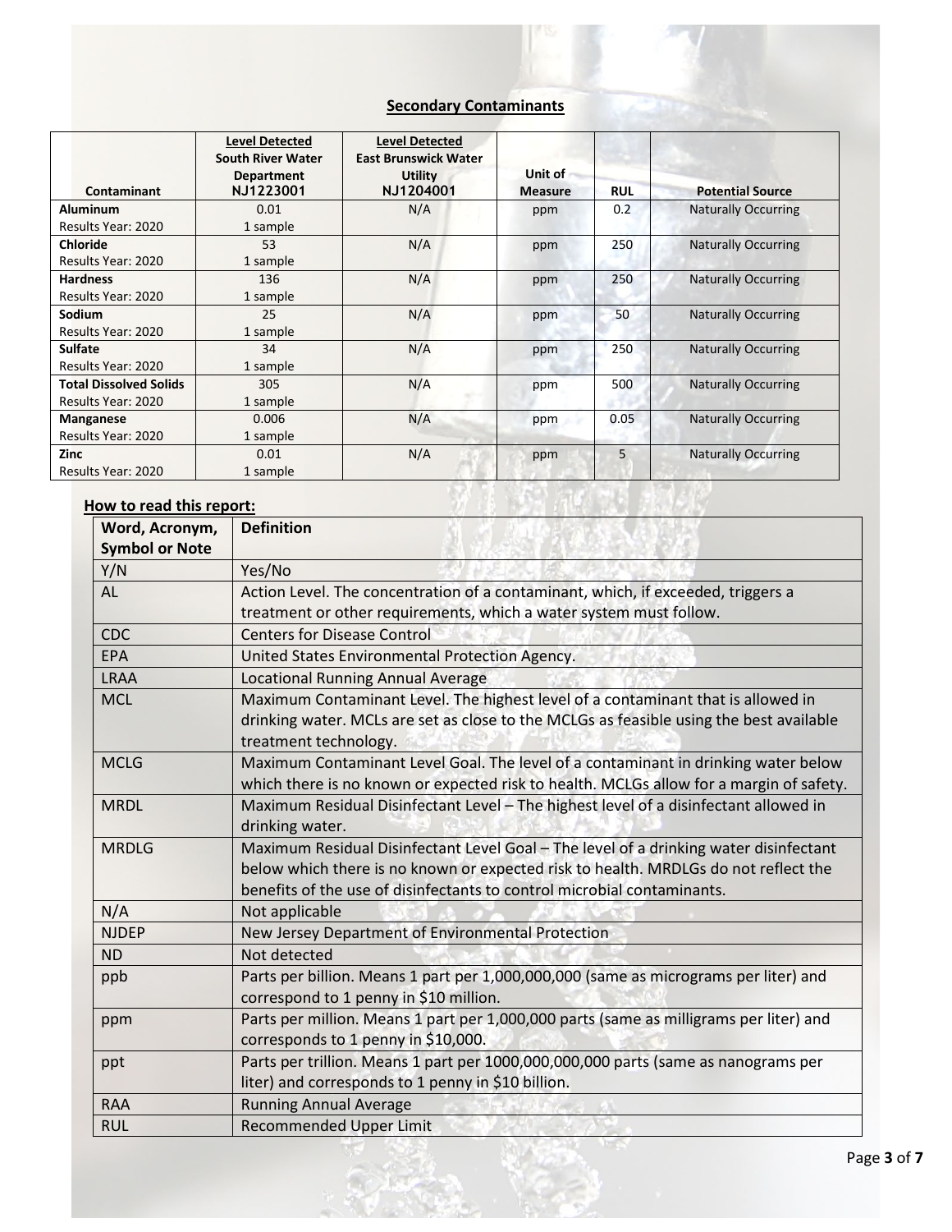## Secondary Contaminants

| Contaminant | Level Detected South River Water Department NJ1223001 | Level Detected East Brunswick Water Utility NJ1204001 | Unit of Measure | RUL | Potential Source |
|---|---|---|---|---|---|
| **Aluminum** Results Year: 2020 | 0.01 1 sample | N/A | ppm | 0.2 | Naturally Occurring |
| **Chloride** Results Year: 2020 | 53 1 sample | N/A | ppm | 250 | Naturally Occurring |
| **Hardness** Results Year: 2020 | 136 1 sample | N/A | ppm | 250 | Naturally Occurring |
| **Sodium** Results Year: 2020 | 25 1 sample | N/A | ppm | 50 | Naturally Occurring |
| **Sulfate** Results Year: 2020 | 34 1 sample | N/A | ppm | 250 | Naturally Occurring |
| **Total Dissolved Solids** Results Year: 2020 | 305 1 sample | N/A | ppm | 500 | Naturally Occurring |
| **Manganese** Results Year: 2020 | 0.006 1 sample | N/A | ppm | 0.05 | Naturally Occurring |
| **Zinc** Results Year: 2020 | 0.01 1 sample | N/A | ppm | 5 | Naturally Occurring |

## How to read this report:

| Word, Acronym, Symbol or Note | Definition |
|---|---|
| Y/N | Yes/No |
| AL | Action Level. The concentration of a contaminant, which, if exceeded, triggers a treatment or other requirements, which a water system must follow. |
| CDC | Centers for Disease Control |
| EPA | United States Environmental Protection Agency. |
| LRAA | Locational Running Annual Average |
| MCL | Maximum Contaminant Level. The highest level of a contaminant that is allowed in drinking water. MCLs are set as close to the MCLGs as feasible using the best available treatment technology. |
| MCLG | Maximum Contaminant Level Goal. The level of a contaminant in drinking water below which there is no known or expected risk to health. MCLGs allow for a margin of safety. |
| MRDL | Maximum Residual Disinfectant Level – The highest level of a disinfectant allowed in drinking water. |
| MRDLG | Maximum Residual Disinfectant Level Goal – The level of a drinking water disinfectant below which there is no known or expected risk to health. MRDLGs do not reflect the benefits of the use of disinfectants to control microbial contaminants. |
| N/A | Not applicable |
| NJDEP | New Jersey Department of Environmental Protection |
| ND | Not detected |
| ppb | Parts per billion. Means 1 part per 1,000,000,000 (same as micrograms per liter) and correspond to 1 penny in $10 million. |
| ppm | Parts per million. Means 1 part per 1,000,000 parts (same as milligrams per liter) and corresponds to 1 penny in $10,000. |
| ppt | Parts per trillion. Means 1 part per 1000,000,000,000 parts (same as nanograms per liter) and corresponds to 1 penny in $10 billion. |
| RAA | Running Annual Average |
| RUL | Recommended Upper Limit |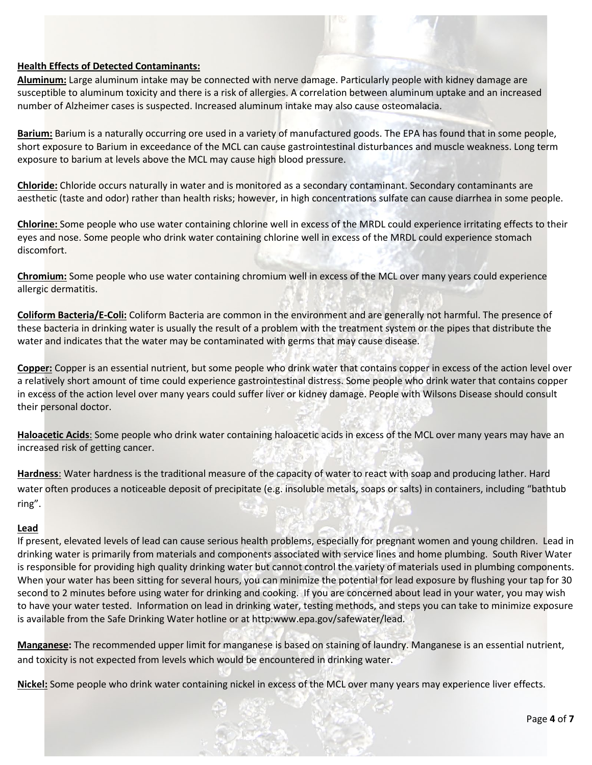**Health Effects of Detected Contaminants:**

**Aluminum:** Large aluminum intake may be connected with nerve damage. Particularly people with kidney damage are susceptible to aluminum toxicity and there is a risk of allergies. A correlation between aluminum uptake and an increased number of Alzheimer cases is suspected. Increased aluminum intake may also cause osteomalacia.

**Barium:** Barium is a naturally occurring ore used in a variety of manufactured goods. The EPA has found that in some people, short exposure to Barium in exceedance of the MCL can cause gastrointestinal disturbances and muscle weakness. Long term exposure to barium at levels above the MCL may cause high blood pressure.

**Chloride:** Chloride occurs naturally in water and is monitored as a secondary contaminant. Secondary contaminants are aesthetic (taste and odor) rather than health risks; however, in high concentrations sulfate can cause diarrhea in some people.

**Chlorine:** Some people who use water containing chlorine well in excess of the MRDL could experience irritating effects to their eyes and nose. Some people who drink water containing chlorine well in excess of the MRDL could experience stomach discomfort.

**Chromium:** Some people who use water containing chromium well in excess of the MCL over many years could experience allergic dermatitis.

**Coliform Bacteria/E-Coli:** Coliform Bacteria are common in the environment and are generally not harmful. The presence of these bacteria in drinking water is usually the result of a problem with the treatment system or the pipes that distribute the water and indicates that the water may be contaminated with germs that may cause disease.

**Copper:** Copper is an essential nutrient, but some people who drink water that contains copper in excess of the action level over a relatively short amount of time could experience gastrointestinal distress. Some people who drink water that contains copper in excess of the action level over many years could suffer liver or kidney damage. People with Wilsons Disease should consult their personal doctor.

**Haloacetic Acids**: Some people who drink water containing haloacetic acids in excess of the MCL over many years may have an increased risk of getting cancer.

**Hardness**: Water hardness is the traditional measure of the capacity of water to react with soap and producing lather. Hard water often produces a noticeable deposit of precipitate (e.g. insoluble metals, soaps or salts) in containers, including "bathtub ring".

**Lead**

If present, elevated levels of lead can cause serious health problems, especially for pregnant women and young children. Lead in drinking water is primarily from materials and components associated with service lines and home plumbing. South River Water is responsible for providing high quality drinking water but cannot control the variety of materials used in plumbing components. When your water has been sitting for several hours, you can minimize the potential for lead exposure by flushing your tap for 30 second to 2 minutes before using water for drinking and cooking. If you are concerned about lead in your water, you may wish to have your water tested. Information on lead in drinking water, testing methods, and steps you can take to minimize exposure is available from the Safe Drinking Water hotline or at http:www.epa.gov/safewater/lead.

**Manganese:** The recommended upper limit for manganese is based on staining of laundry. Manganese is an essential nutrient, and toxicity is not expected from levels which would be encountered in drinking water.

**Nickel:** Some people who drink water containing nickel in excess of the MCL over many years may experience liver effects.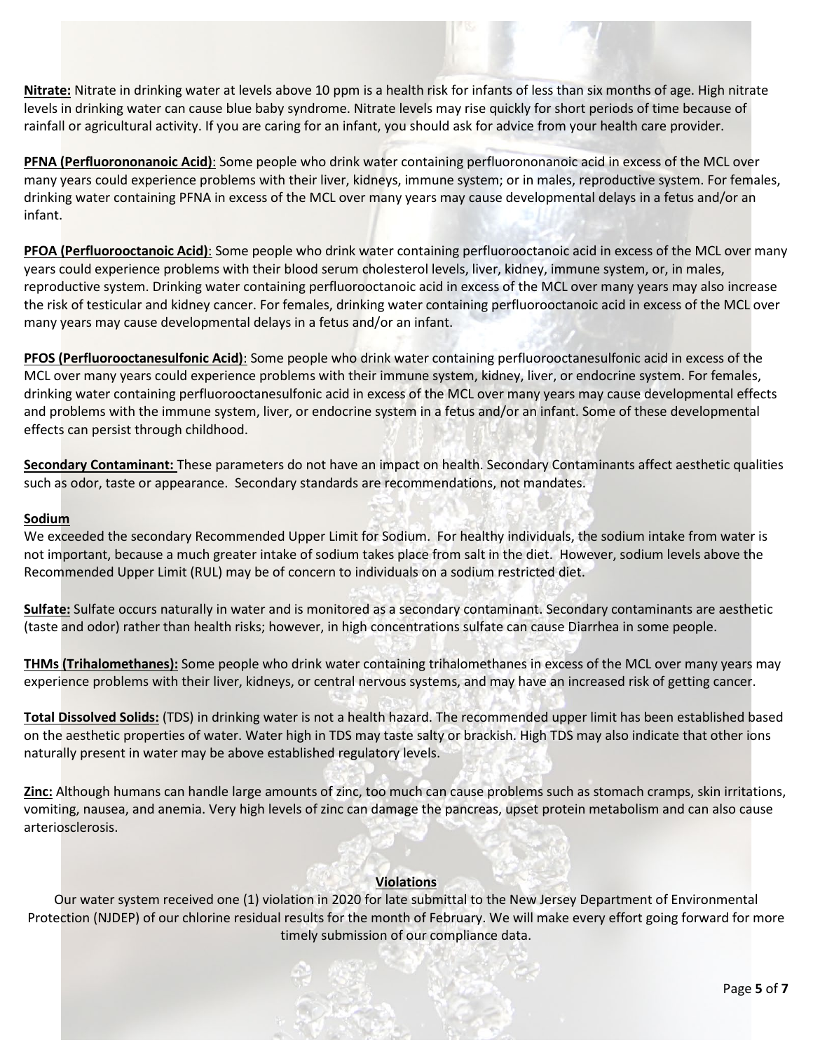**Nitrate:** Nitrate in drinking water at levels above 10 ppm is a health risk for infants of less than six months of age. High nitrate levels in drinking water can cause blue baby syndrome. Nitrate levels may rise quickly for short periods of time because of rainfall or agricultural activity. If you are caring for an infant, you should ask for advice from your health care provider.

**PFNA (Perfluorononanoic Acid)**: Some people who drink water containing perfluorononanoic acid in excess of the MCL over many years could experience problems with their liver, kidneys, immune system; or in males, reproductive system. For females, drinking water containing PFNA in excess of the MCL over many years may cause developmental delays in a fetus and/or an infant.

**PFOA (Perfluorooctanoic Acid)**: Some people who drink water containing perfluorooctanoic acid in excess of the MCL over many years could experience problems with their blood serum cholesterol levels, liver, kidney, immune system, or, in males, reproductive system. Drinking water containing perfluorooctanoic acid in excess of the MCL over many years may also increase the risk of testicular and kidney cancer. For females, drinking water containing perfluorooctanoic acid in excess of the MCL over many years may cause developmental delays in a fetus and/or an infant.

**PFOS (Perfluorooctanesulfonic Acid)**: Some people who drink water containing perfluorooctanesulfonic acid in excess of the MCL over many years could experience problems with their immune system, kidney, liver, or endocrine system. For females, drinking water containing perfluorooctanesulfonic acid in excess of the MCL over many years may cause developmental effects and problems with the immune system, liver, or endocrine system in a fetus and/or an infant. Some of these developmental effects can persist through childhood.

**Secondary Contaminant:** These parameters do not have an impact on health. Secondary Contaminants affect aesthetic qualities such as odor, taste or appearance. Secondary standards are recommendations, not mandates.

**Sodium**

We exceeded the secondary Recommended Upper Limit for Sodium. For healthy individuals, the sodium intake from water is not important, because a much greater intake of sodium takes place from salt in the diet. However, sodium levels above the Recommended Upper Limit (RUL) may be of concern to individuals on a sodium restricted diet.

**Sulfate:** Sulfate occurs naturally in water and is monitored as a secondary contaminant. Secondary contaminants are aesthetic (taste and odor) rather than health risks; however, in high concentrations sulfate can cause Diarrhea in some people.

**THMs (Trihalomethanes):** Some people who drink water containing trihalomethanes in excess of the MCL over many years may experience problems with their liver, kidneys, or central nervous systems, and may have an increased risk of getting cancer.

**Total Dissolved Solids:** (TDS) in drinking water is not a health hazard. The recommended upper limit has been established based on the aesthetic properties of water. Water high in TDS may taste salty or brackish. High TDS may also indicate that other ions naturally present in water may be above established regulatory levels.

**Zinc:** Although humans can handle large amounts of zinc, too much can cause problems such as stomach cramps, skin irritations, vomiting, nausea, and anemia. Very high levels of zinc can damage the pancreas, upset protein metabolism and can also cause arteriosclerosis.

**Violations**

Our water system received one (1) violation in 2020 for late submittal to the New Jersey Department of Environmental Protection (NJDEP) of our chlorine residual results for the month of February. We will make every effort going forward for more timely submission of our compliance data.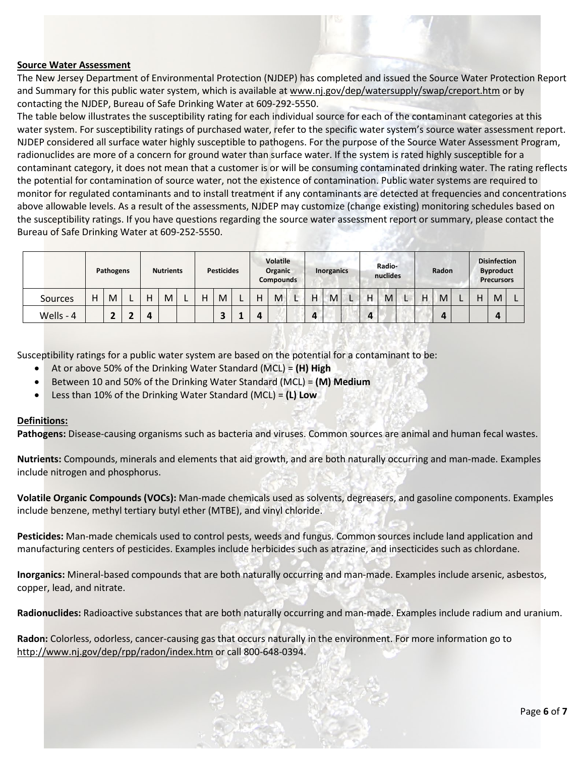**Source Water Assessment**

The New Jersey Department of Environmental Protection (NJDEP) has completed and issued the Source Water Protection Report and Summary for this public water system, which is available at www.nj.gov/dep/watersupply/swap/creport.htm or by contacting the NJDEP, Bureau of Safe Drinking Water at 609-292-5550.

The table below illustrates the susceptibility rating for each individual source for each of the contaminant categories at this water system. For susceptibility ratings of purchased water, refer to the specific water system's source water assessment report. NJDEP considered all surface water highly susceptible to pathogens. For the purpose of the Source Water Assessment Program, radionuclides are more of a concern for ground water than surface water. If the system is rated highly susceptible for a contaminant category, it does not mean that a customer is or will be consuming contaminated drinking water. The rating reflects the potential for contamination of source water, not the existence of contamination. Public water systems are required to monitor for regulated contaminants and to install treatment if any contaminants are detected at frequencies and concentrations above allowable levels. As a result of the assessments, NJDEP may customize (change existing) monitoring schedules based on the susceptibility ratings. If you have questions regarding the source water assessment report or summary, please contact the Bureau of Safe Drinking Water at 609-252-5550.

| | Pathogens | | | Nutrients | | | Pesticides | | | Volatile Organic Compounds | | | Inorganics | | | Radio-nuclides | | | Radon | | | Disinfection Byproduct Precursors | | |
|---|---|---|---|---|---|---|---|---|---|---|---|---|---|---|---|---|---|---|---|---|---|---|---|---|
| Sources | H | M | L | H | M | L | H | M | L | H | M | L | H | M | L | H | M | L | H | M | L | H | M | L |
| Wells - 4 | | **2** | **2** | **4** | | | | **3** | **1** | **4** | | | **4** | | | **4** | | | | **4** | | | **4** | |

Susceptibility ratings for a public water system are based on the potential for a contaminant to be:

- At or above 50% of the Drinking Water Standard (MCL) = **(H) High**
- Between 10 and 50% of the Drinking Water Standard (MCL) = **(M) Medium**
- Less than 10% of the Drinking Water Standard (MCL) = **(L) Low**

**Definitions:**

**Pathogens:** Disease-causing organisms such as bacteria and viruses. Common sources are animal and human fecal wastes.

**Nutrients:** Compounds, minerals and elements that aid growth, and are both naturally occurring and man-made. Examples include nitrogen and phosphorus.

**Volatile Organic Compounds (VOCs):** Man-made chemicals used as solvents, degreasers, and gasoline components. Examples include benzene, methyl tertiary butyl ether (MTBE), and vinyl chloride.

**Pesticides:** Man-made chemicals used to control pests, weeds and fungus. Common sources include land application and manufacturing centers of pesticides. Examples include herbicides such as atrazine, and insecticides such as chlordane.

**Inorganics:** Mineral-based compounds that are both naturally occurring and man-made. Examples include arsenic, asbestos, copper, lead, and nitrate.

**Radionuclides:** Radioactive substances that are both naturally occurring and man-made. Examples include radium and uranium.

**Radon:** Colorless, odorless, cancer-causing gas that occurs naturally in the environment. For more information go to http://www.nj.gov/dep/rpp/radon/index.htm or call 800-648-0394.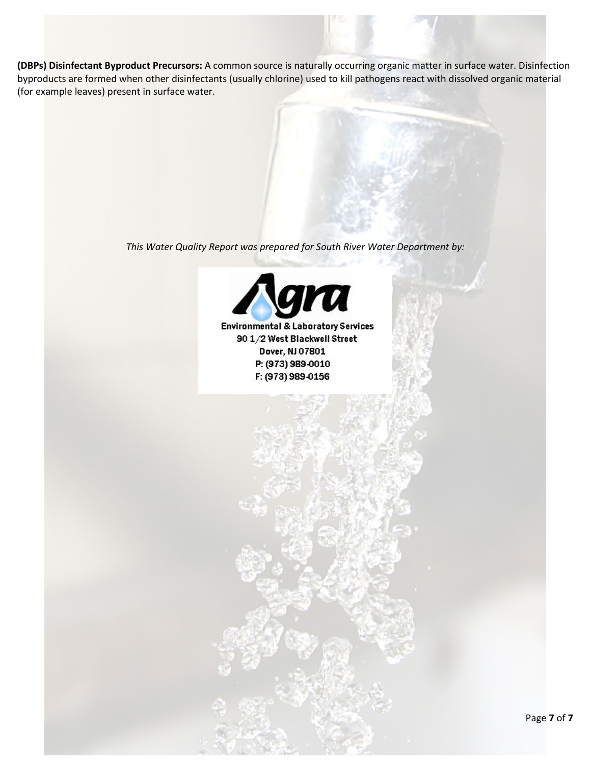**(DBPs) Disinfectant Byproduct Precursors:** A common source is naturally occurring organic matter in surface water. Disinfection byproducts are formed when other disinfectants (usually chlorine) used to kill pathogens react with dissolved organic material (for example leaves) present in surface water.

*This Water Quality Report was prepared for South River Water Department by:*

Agra
Environmental & Laboratory Services
90 1/2 West Blackwell Street
Dover, NJ 07801
P: (973) 989-0010
F: (973) 989-0156